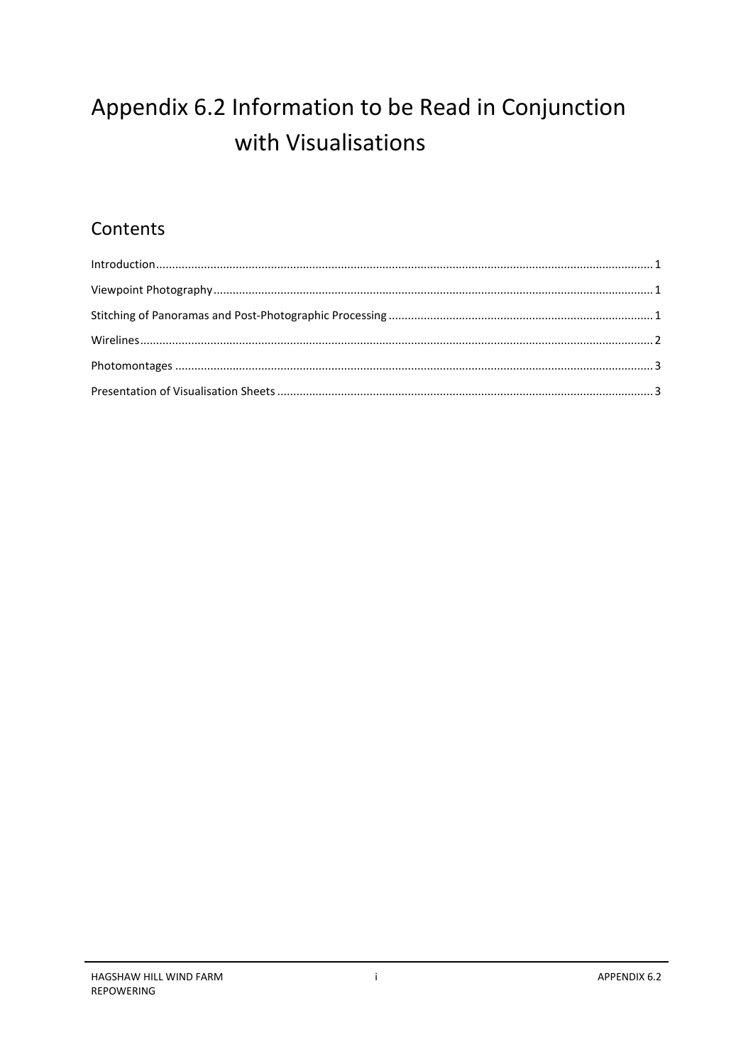# Appendix 6.2 Information to be Read in Conjunction with Visualisations

## Contents

Introduction........................................................................................................................................... 1

Viewpoint Photography.......................................................................................................................... 1

Stitching of Panoramas and Post-Photographic Processing .................................................................. 1

Wirelines................................................................................................................................................. 2

Photomontages ...................................................................................................................................... 3

Presentation of Visualisation Sheets ...................................................................................................... 3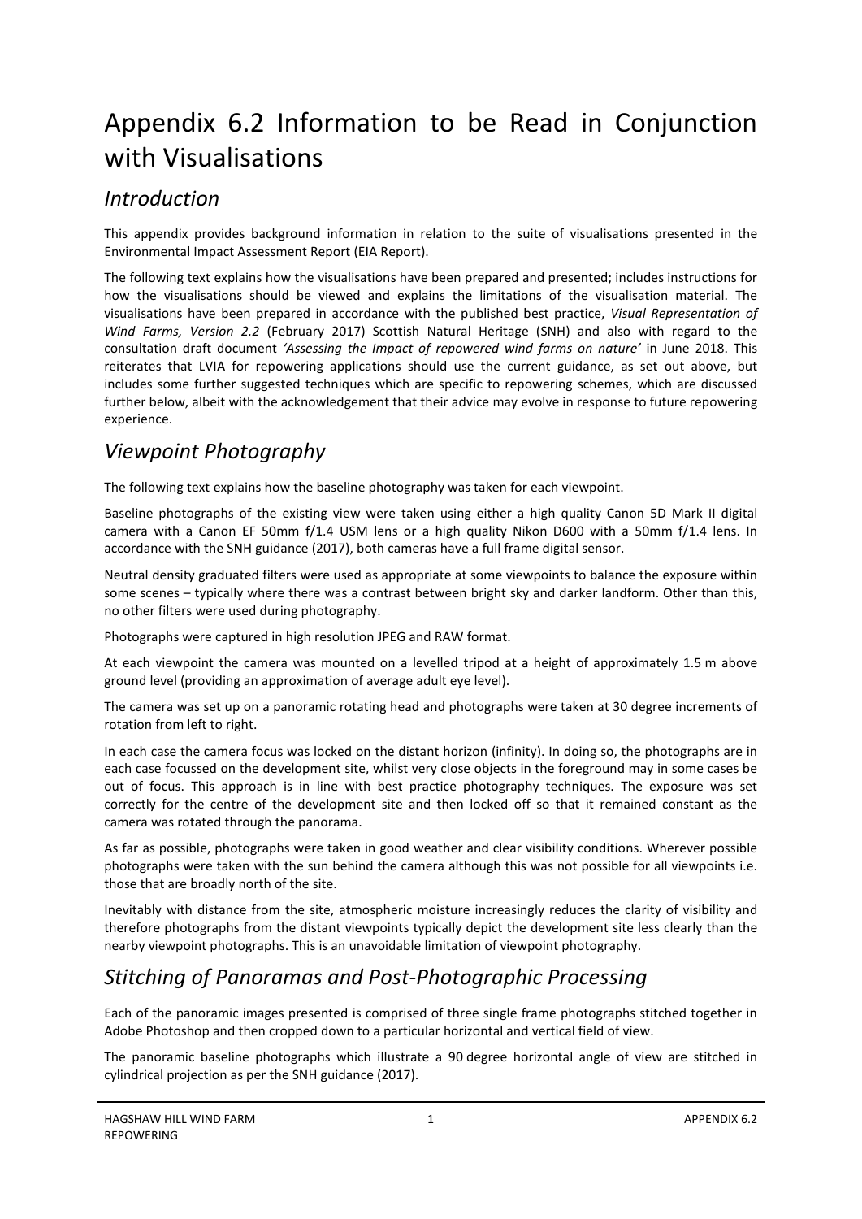# Appendix 6.2 Information to be Read in Conjunction with Visualisations

## *Introduction*

This appendix provides background information in relation to the suite of visualisations presented in the Environmental Impact Assessment Report (EIA Report).

The following text explains how the visualisations have been prepared and presented; includes instructions for how the visualisations should be viewed and explains the limitations of the visualisation material. The visualisations have been prepared in accordance with the published best practice, *Visual Representation of Wind Farms, Version 2.2* (February 2017) Scottish Natural Heritage (SNH) and also with regard to the consultation draft document *'Assessing the Impact of repowered wind farms on nature'* in June 2018. This reiterates that LVIA for repowering applications should use the current guidance, as set out above, but includes some further suggested techniques which are specific to repowering schemes, which are discussed further below, albeit with the acknowledgement that their advice may evolve in response to future repowering experience.

## *Viewpoint Photography*

The following text explains how the baseline photography was taken for each viewpoint.

Baseline photographs of the existing view were taken using either a high quality Canon 5D Mark II digital camera with a Canon EF 50mm f/1.4 USM lens or a high quality Nikon D600 with a 50mm f/1.4 lens. In accordance with the SNH guidance (2017), both cameras have a full frame digital sensor.

Neutral density graduated filters were used as appropriate at some viewpoints to balance the exposure within some scenes – typically where there was a contrast between bright sky and darker landform. Other than this, no other filters were used during photography.

Photographs were captured in high resolution JPEG and RAW format.

At each viewpoint the camera was mounted on a levelled tripod at a height of approximately 1.5 m above ground level (providing an approximation of average adult eye level).

The camera was set up on a panoramic rotating head and photographs were taken at 30 degree increments of rotation from left to right.

In each case the camera focus was locked on the distant horizon (infinity). In doing so, the photographs are in each case focussed on the development site, whilst very close objects in the foreground may in some cases be out of focus. This approach is in line with best practice photography techniques. The exposure was set correctly for the centre of the development site and then locked off so that it remained constant as the camera was rotated through the panorama.

As far as possible, photographs were taken in good weather and clear visibility conditions. Wherever possible photographs were taken with the sun behind the camera although this was not possible for all viewpoints i.e. those that are broadly north of the site.

Inevitably with distance from the site, atmospheric moisture increasingly reduces the clarity of visibility and therefore photographs from the distant viewpoints typically depict the development site less clearly than the nearby viewpoint photographs. This is an unavoidable limitation of viewpoint photography.

## *Stitching of Panoramas and Post-Photographic Processing*

Each of the panoramic images presented is comprised of three single frame photographs stitched together in Adobe Photoshop and then cropped down to a particular horizontal and vertical field of view.

The panoramic baseline photographs which illustrate a 90 degree horizontal angle of view are stitched in cylindrical projection as per the SNH guidance (2017).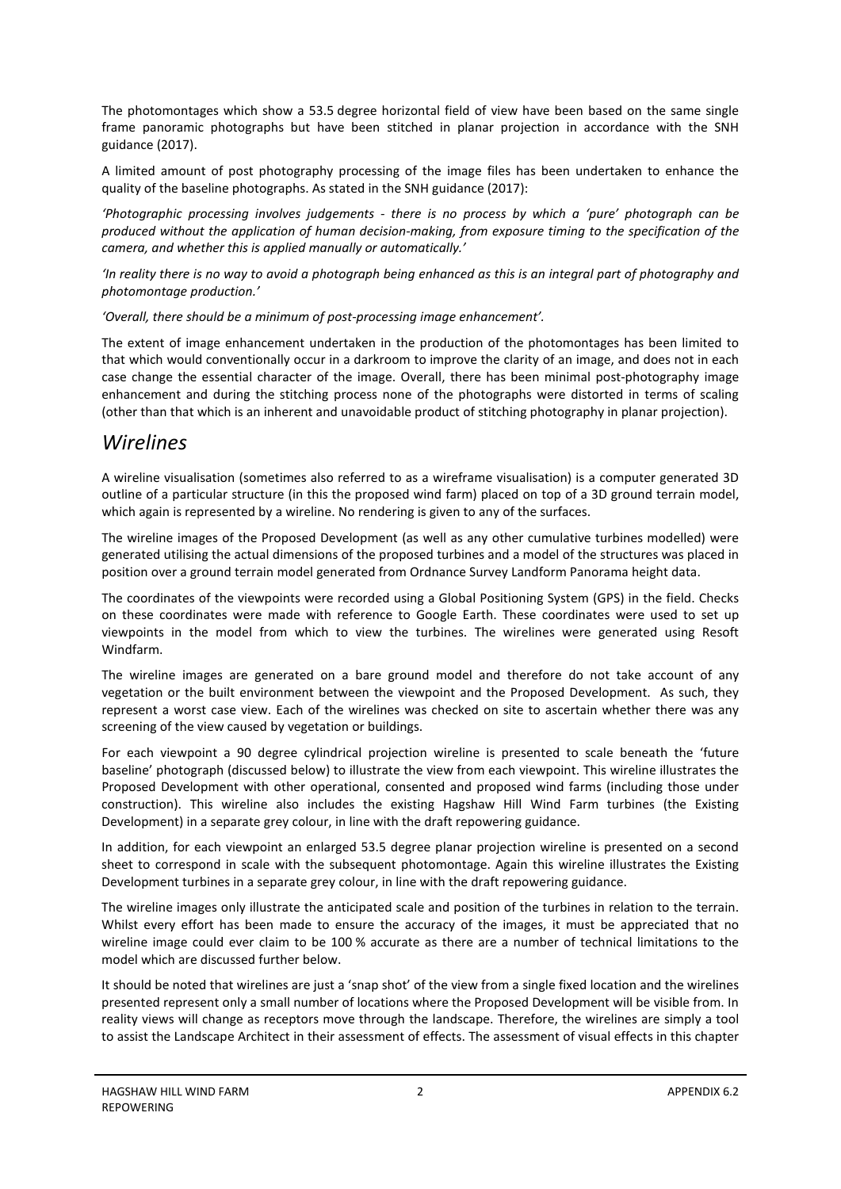The photomontages which show a 53.5 degree horizontal field of view have been based on the same single frame panoramic photographs but have been stitched in planar projection in accordance with the SNH guidance (2017).

A limited amount of post photography processing of the image files has been undertaken to enhance the quality of the baseline photographs. As stated in the SNH guidance (2017):

*'Photographic processing involves judgements - there is no process by which a 'pure' photograph can be produced without the application of human decision-making, from exposure timing to the specification of the camera, and whether this is applied manually or automatically.'*

*'In reality there is no way to avoid a photograph being enhanced as this is an integral part of photography and photomontage production.'*

*'Overall, there should be a minimum of post-processing image enhancement'.*

The extent of image enhancement undertaken in the production of the photomontages has been limited to that which would conventionally occur in a darkroom to improve the clarity of an image, and does not in each case change the essential character of the image. Overall, there has been minimal post-photography image enhancement and during the stitching process none of the photographs were distorted in terms of scaling (other than that which is an inherent and unavoidable product of stitching photography in planar projection).

## *Wirelines*

A wireline visualisation (sometimes also referred to as a wireframe visualisation) is a computer generated 3D outline of a particular structure (in this the proposed wind farm) placed on top of a 3D ground terrain model, which again is represented by a wireline. No rendering is given to any of the surfaces.

The wireline images of the Proposed Development (as well as any other cumulative turbines modelled) were generated utilising the actual dimensions of the proposed turbines and a model of the structures was placed in position over a ground terrain model generated from Ordnance Survey Landform Panorama height data.

The coordinates of the viewpoints were recorded using a Global Positioning System (GPS) in the field. Checks on these coordinates were made with reference to Google Earth. These coordinates were used to set up viewpoints in the model from which to view the turbines. The wirelines were generated using Resoft Windfarm.

The wireline images are generated on a bare ground model and therefore do not take account of any vegetation or the built environment between the viewpoint and the Proposed Development. As such, they represent a worst case view. Each of the wirelines was checked on site to ascertain whether there was any screening of the view caused by vegetation or buildings.

For each viewpoint a 90 degree cylindrical projection wireline is presented to scale beneath the 'future baseline' photograph (discussed below) to illustrate the view from each viewpoint. This wireline illustrates the Proposed Development with other operational, consented and proposed wind farms (including those under construction). This wireline also includes the existing Hagshaw Hill Wind Farm turbines (the Existing Development) in a separate grey colour, in line with the draft repowering guidance.

In addition, for each viewpoint an enlarged 53.5 degree planar projection wireline is presented on a second sheet to correspond in scale with the subsequent photomontage. Again this wireline illustrates the Existing Development turbines in a separate grey colour, in line with the draft repowering guidance.

The wireline images only illustrate the anticipated scale and position of the turbines in relation to the terrain. Whilst every effort has been made to ensure the accuracy of the images, it must be appreciated that no wireline image could ever claim to be 100 % accurate as there are a number of technical limitations to the model which are discussed further below.

It should be noted that wirelines are just a 'snap shot' of the view from a single fixed location and the wirelines presented represent only a small number of locations where the Proposed Development will be visible from. In reality views will change as receptors move through the landscape. Therefore, the wirelines are simply a tool to assist the Landscape Architect in their assessment of effects. The assessment of visual effects in this chapter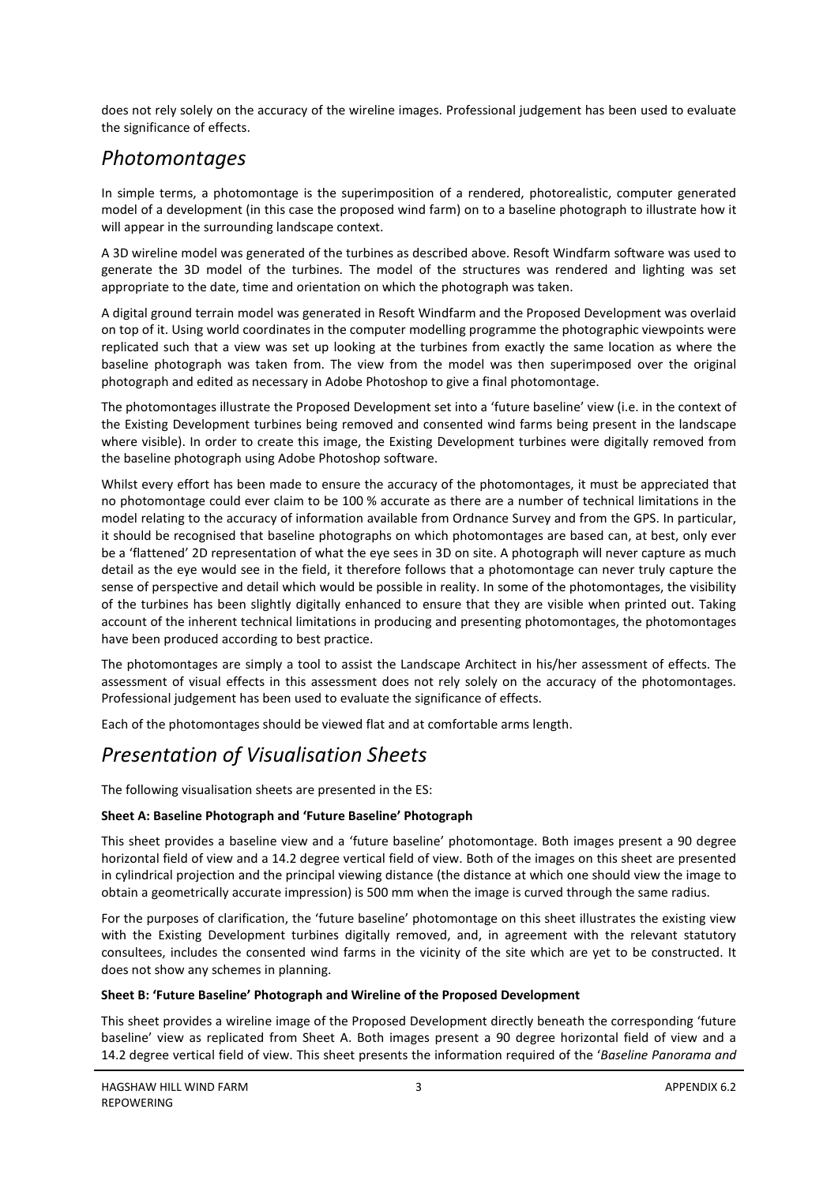does not rely solely on the accuracy of the wireline images. Professional judgement has been used to evaluate the significance of effects.

## *Photomontages*

In simple terms, a photomontage is the superimposition of a rendered, photorealistic, computer generated model of a development (in this case the proposed wind farm) on to a baseline photograph to illustrate how it will appear in the surrounding landscape context.

A 3D wireline model was generated of the turbines as described above. Resoft Windfarm software was used to generate the 3D model of the turbines. The model of the structures was rendered and lighting was set appropriate to the date, time and orientation on which the photograph was taken.

A digital ground terrain model was generated in Resoft Windfarm and the Proposed Development was overlaid on top of it. Using world coordinates in the computer modelling programme the photographic viewpoints were replicated such that a view was set up looking at the turbines from exactly the same location as where the baseline photograph was taken from. The view from the model was then superimposed over the original photograph and edited as necessary in Adobe Photoshop to give a final photomontage.

The photomontages illustrate the Proposed Development set into a 'future baseline' view (i.e. in the context of the Existing Development turbines being removed and consented wind farms being present in the landscape where visible). In order to create this image, the Existing Development turbines were digitally removed from the baseline photograph using Adobe Photoshop software.

Whilst every effort has been made to ensure the accuracy of the photomontages, it must be appreciated that no photomontage could ever claim to be 100 % accurate as there are a number of technical limitations in the model relating to the accuracy of information available from Ordnance Survey and from the GPS. In particular, it should be recognised that baseline photographs on which photomontages are based can, at best, only ever be a 'flattened' 2D representation of what the eye sees in 3D on site. A photograph will never capture as much detail as the eye would see in the field, it therefore follows that a photomontage can never truly capture the sense of perspective and detail which would be possible in reality. In some of the photomontages, the visibility of the turbines has been slightly digitally enhanced to ensure that they are visible when printed out. Taking account of the inherent technical limitations in producing and presenting photomontages, the photomontages have been produced according to best practice.

The photomontages are simply a tool to assist the Landscape Architect in his/her assessment of effects. The assessment of visual effects in this assessment does not rely solely on the accuracy of the photomontages. Professional judgement has been used to evaluate the significance of effects.

Each of the photomontages should be viewed flat and at comfortable arms length.

## *Presentation of Visualisation Sheets*

The following visualisation sheets are presented in the ES:

**Sheet A: Baseline Photograph and 'Future Baseline' Photograph**

This sheet provides a baseline view and a 'future baseline' photomontage. Both images present a 90 degree horizontal field of view and a 14.2 degree vertical field of view. Both of the images on this sheet are presented in cylindrical projection and the principal viewing distance (the distance at which one should view the image to obtain a geometrically accurate impression) is 500 mm when the image is curved through the same radius.

For the purposes of clarification, the 'future baseline' photomontage on this sheet illustrates the existing view with the Existing Development turbines digitally removed, and, in agreement with the relevant statutory consultees, includes the consented wind farms in the vicinity of the site which are yet to be constructed. It does not show any schemes in planning.

**Sheet B: 'Future Baseline' Photograph and Wireline of the Proposed Development**

This sheet provides a wireline image of the Proposed Development directly beneath the corresponding 'future baseline' view as replicated from Sheet A. Both images present a 90 degree horizontal field of view and a 14.2 degree vertical field of view. This sheet presents the information required of the '*Baseline Panorama and*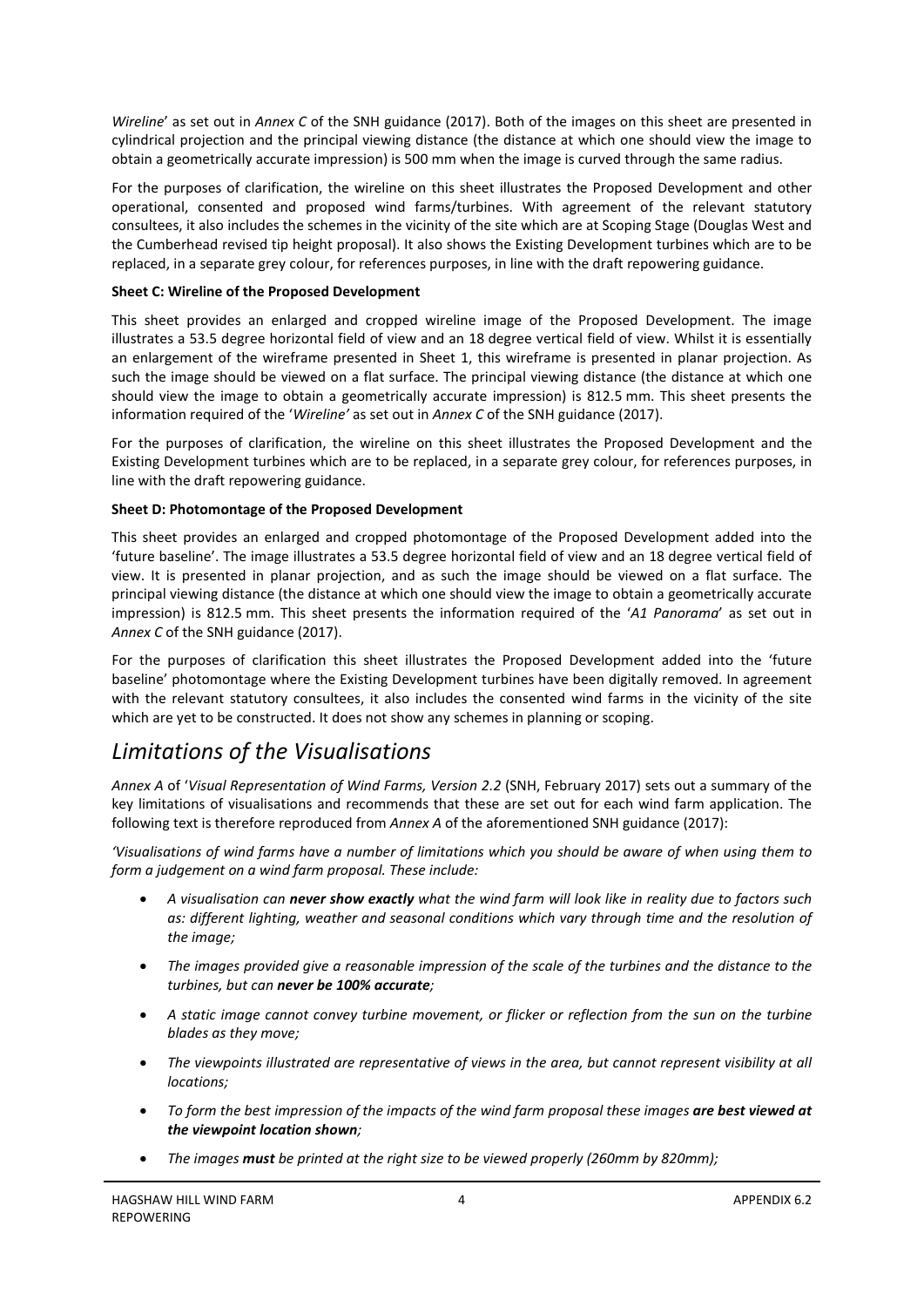*Wireline*' as set out in *Annex C* of the SNH guidance (2017). Both of the images on this sheet are presented in cylindrical projection and the principal viewing distance (the distance at which one should view the image to obtain a geometrically accurate impression) is 500 mm when the image is curved through the same radius.

For the purposes of clarification, the wireline on this sheet illustrates the Proposed Development and other operational, consented and proposed wind farms/turbines. With agreement of the relevant statutory consultees, it also includes the schemes in the vicinity of the site which are at Scoping Stage (Douglas West and the Cumberhead revised tip height proposal). It also shows the Existing Development turbines which are to be replaced, in a separate grey colour, for references purposes, in line with the draft repowering guidance.

**Sheet C: Wireline of the Proposed Development**

This sheet provides an enlarged and cropped wireline image of the Proposed Development. The image illustrates a 53.5 degree horizontal field of view and an 18 degree vertical field of view. Whilst it is essentially an enlargement of the wireframe presented in Sheet 1, this wireframe is presented in planar projection. As such the image should be viewed on a flat surface. The principal viewing distance (the distance at which one should view the image to obtain a geometrically accurate impression) is 812.5 mm. This sheet presents the information required of the '*Wireline'* as set out in *Annex C* of the SNH guidance (2017).

For the purposes of clarification, the wireline on this sheet illustrates the Proposed Development and the Existing Development turbines which are to be replaced, in a separate grey colour, for references purposes, in line with the draft repowering guidance.

**Sheet D: Photomontage of the Proposed Development**

This sheet provides an enlarged and cropped photomontage of the Proposed Development added into the 'future baseline'. The image illustrates a 53.5 degree horizontal field of view and an 18 degree vertical field of view. It is presented in planar projection, and as such the image should be viewed on a flat surface. The principal viewing distance (the distance at which one should view the image to obtain a geometrically accurate impression) is 812.5 mm. This sheet presents the information required of the '*A1 Panorama*' as set out in *Annex C* of the SNH guidance (2017).

For the purposes of clarification this sheet illustrates the Proposed Development added into the 'future baseline' photomontage where the Existing Development turbines have been digitally removed. In agreement with the relevant statutory consultees, it also includes the consented wind farms in the vicinity of the site which are yet to be constructed. It does not show any schemes in planning or scoping.

## *Limitations of the Visualisations*

*Annex A* of '*Visual Representation of Wind Farms, Version 2.2* (SNH, February 2017) sets out a summary of the key limitations of visualisations and recommends that these are set out for each wind farm application. The following text is therefore reproduced from *Annex A* of the aforementioned SNH guidance (2017):

*'Visualisations of wind farms have a number of limitations which you should be aware of when using them to form a judgement on a wind farm proposal. These include:*

- *A visualisation can **never show exactly** what the wind farm will look like in reality due to factors such as: different lighting, weather and seasonal conditions which vary through time and the resolution of the image;*
- *The images provided give a reasonable impression of the scale of the turbines and the distance to the turbines, but can **never be 100% accurate**;*
- *A static image cannot convey turbine movement, or flicker or reflection from the sun on the turbine blades as they move;*
- *The viewpoints illustrated are representative of views in the area, but cannot represent visibility at all locations;*
- *To form the best impression of the impacts of the wind farm proposal these images **are best viewed at the viewpoint location shown**;*
- *The images **must** be printed at the right size to be viewed properly (260mm by 820mm);*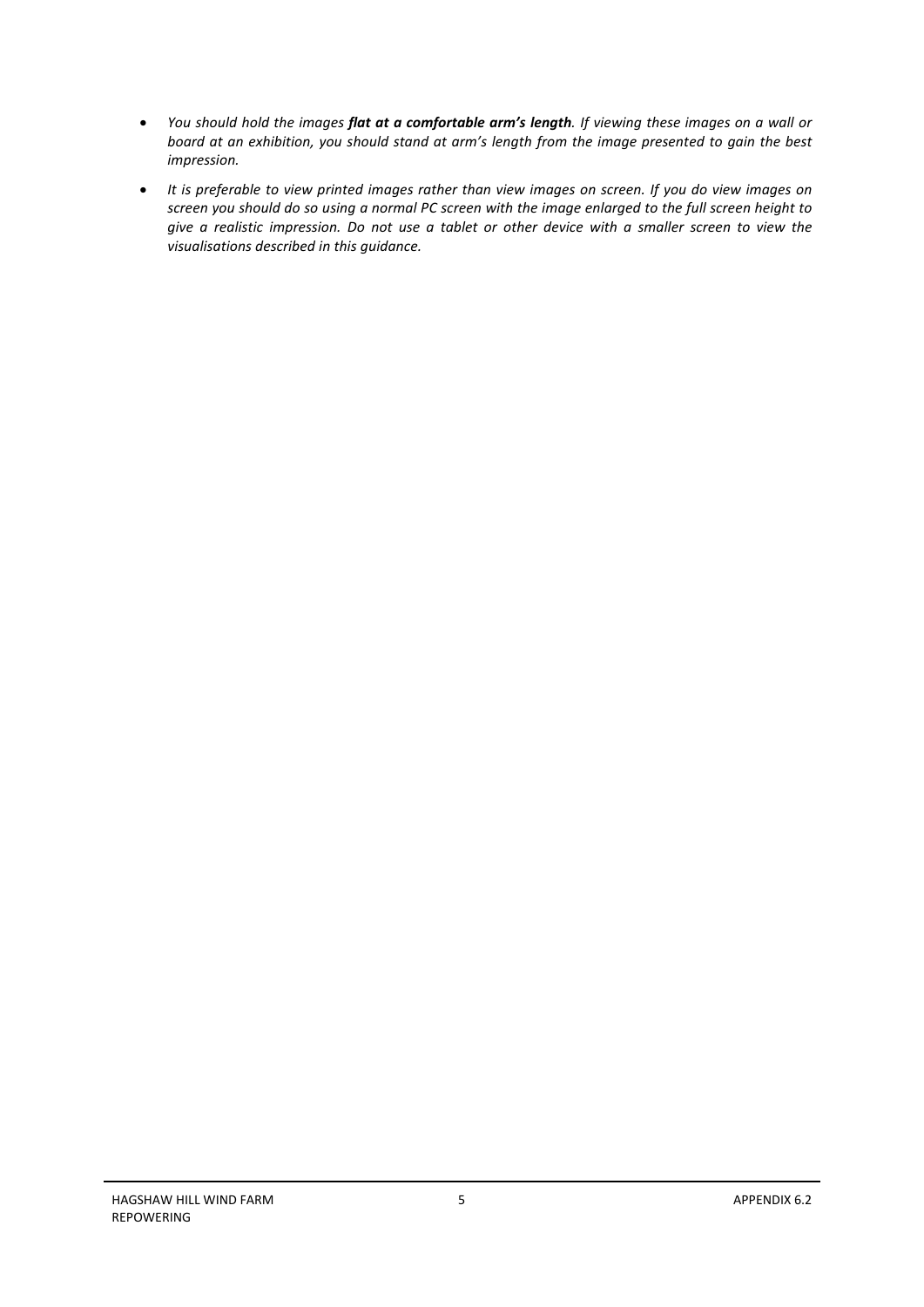- *You should hold the images **flat at a comfortable arm's length**. If viewing these images on a wall or board at an exhibition, you should stand at arm's length from the image presented to gain the best impression.*
- *It is preferable to view printed images rather than view images on screen. If you do view images on screen you should do so using a normal PC screen with the image enlarged to the full screen height to give a realistic impression. Do not use a tablet or other device with a smaller screen to view the visualisations described in this guidance.*